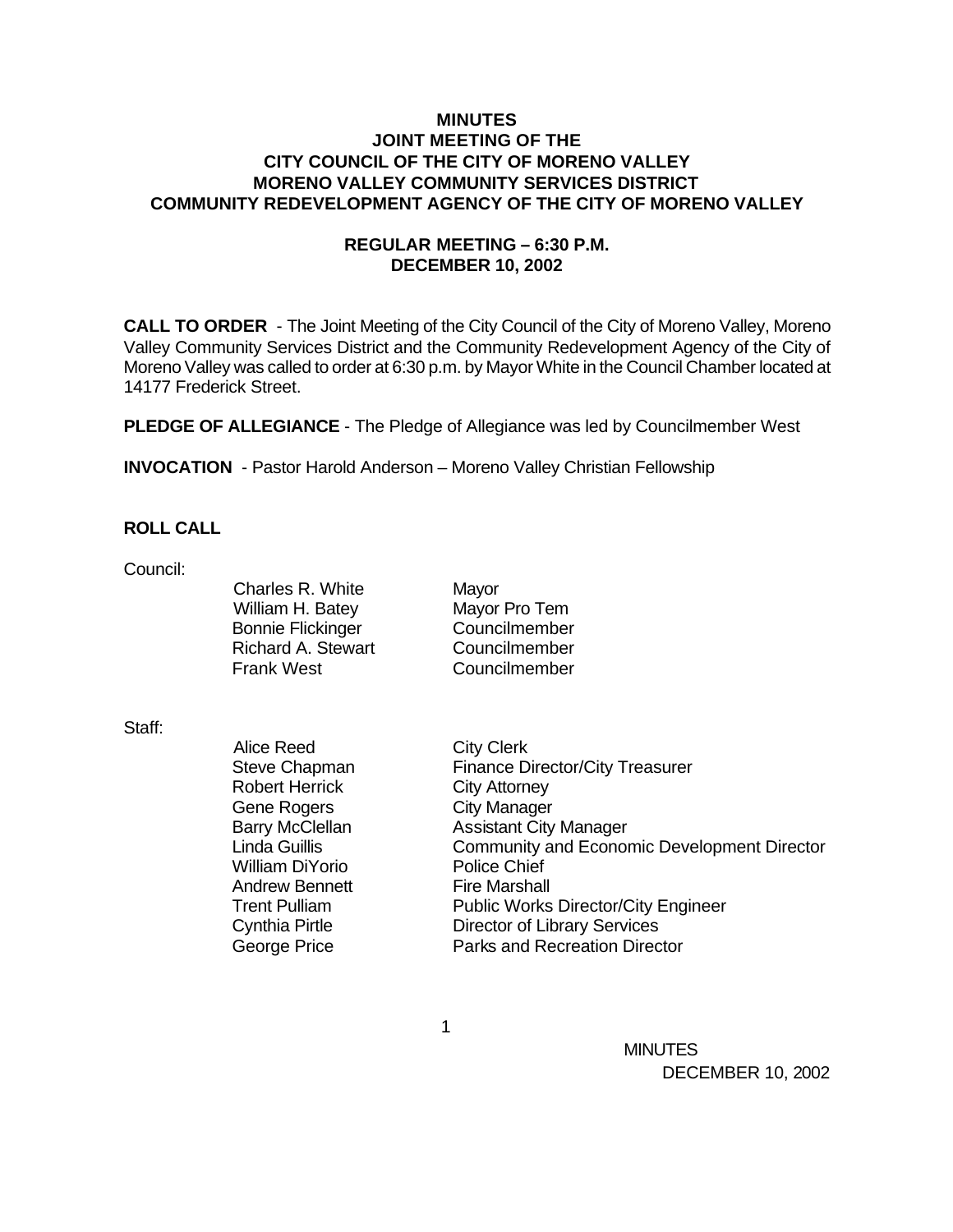# MINUTES
## JOINT MEETING OF THE
## CITY COUNCIL OF THE CITY OF MORENO VALLEY
## MORENO VALLEY COMMUNITY SERVICES DISTRICT
## COMMUNITY REDEVELOPMENT AGENCY OF THE CITY OF MORENO VALLEY

### REGULAR MEETING – 6:30 P.M.
### DECEMBER 10, 2002

**CALL TO ORDER** - The Joint Meeting of the City Council of the City of Moreno Valley, Moreno Valley Community Services District and the Community Redevelopment Agency of the City of Moreno Valley was called to order at 6:30 p.m. by Mayor White in the Council Chamber located at 14177 Frederick Street.

**PLEDGE OF ALLEGIANCE** - The Pledge of Allegiance was led by Councilmember West

**INVOCATION** - Pastor Harold Anderson – Moreno Valley Christian Fellowship

**ROLL CALL**

Council:

| | |
|---|---|
| Charles R. White | Mayor |
| William H. Batey | Mayor Pro Tem |
| Bonnie Flickinger | Councilmember |
| Richard A. Stewart | Councilmember |
| Frank West | Councilmember |

Staff:

| | |
|---|---|
| Alice Reed | City Clerk |
| Steve Chapman | Finance Director/City Treasurer |
| Robert Herrick | City Attorney |
| Gene Rogers | City Manager |
| Barry McClellan | Assistant City Manager |
| Linda Guillis | Community and Economic Development Director |
| William DiYorio | Police Chief |
| Andrew Bennett | Fire Marshall |
| Trent Pulliam | Public Works Director/City Engineer |
| Cynthia Pirtle | Director of Library Services |
| George Price | Parks and Recreation Director |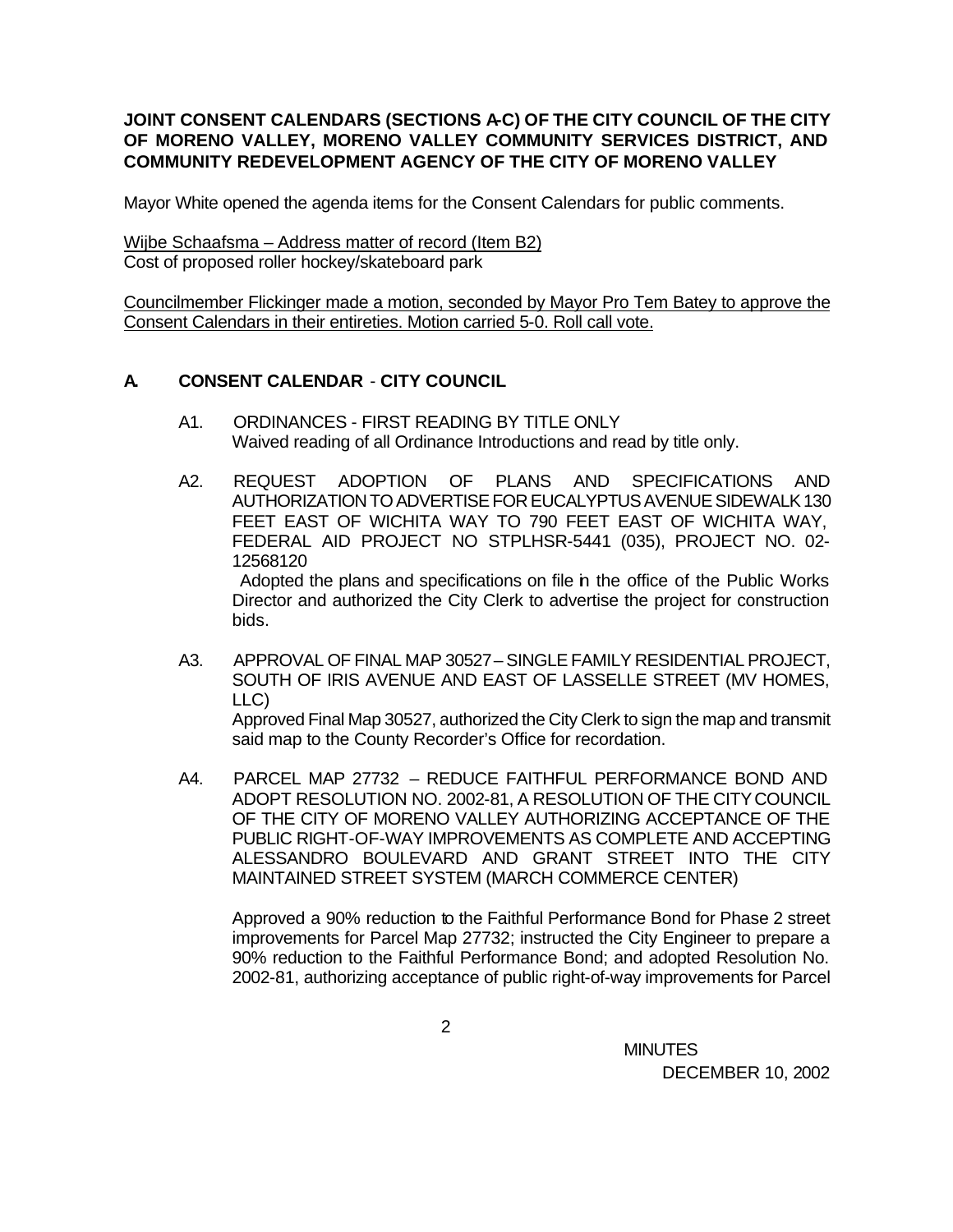**JOINT CONSENT CALENDARS (SECTIONS A-C) OF THE CITY COUNCIL OF THE CITY OF MORENO VALLEY, MORENO VALLEY COMMUNITY SERVICES DISTRICT, AND COMMUNITY REDEVELOPMENT AGENCY OF THE CITY OF MORENO VALLEY**

Mayor White opened the agenda items for the Consent Calendars for public comments.

Wijbe Schaafsma – Address matter of record (Item B2)
Cost of proposed roller hockey/skateboard park

Councilmember Flickinger made a motion, seconded by Mayor Pro Tem Batey to approve the Consent Calendars in their entireties. Motion carried 5-0. Roll call vote.

## A. CONSENT CALENDAR - CITY COUNCIL

A1. ORDINANCES - FIRST READING BY TITLE ONLY
Waived reading of all Ordinance Introductions and read by title only.

A2. REQUEST ADOPTION OF PLANS AND SPECIFICATIONS AND AUTHORIZATION TO ADVERTISE FOR EUCALYPTUS AVENUE SIDEWALK 130 FEET EAST OF WICHITA WAY TO 790 FEET EAST OF WICHITA WAY, FEDERAL AID PROJECT NO STPLHSR-5441 (035), PROJECT NO. 02-12568120
Adopted the plans and specifications on file in the office of the Public Works Director and authorized the City Clerk to advertise the project for construction bids.

A3. APPROVAL OF FINAL MAP 30527 – SINGLE FAMILY RESIDENTIAL PROJECT, SOUTH OF IRIS AVENUE AND EAST OF LASSELLE STREET (MV HOMES, LLC)
Approved Final Map 30527, authorized the City Clerk to sign the map and transmit said map to the County Recorder's Office for recordation.

A4. PARCEL MAP 27732 – REDUCE FAITHFUL PERFORMANCE BOND AND ADOPT RESOLUTION NO. 2002-81, A RESOLUTION OF THE CITY COUNCIL OF THE CITY OF MORENO VALLEY AUTHORIZING ACCEPTANCE OF THE PUBLIC RIGHT-OF-WAY IMPROVEMENTS AS COMPLETE AND ACCEPTING ALESSANDRO BOULEVARD AND GRANT STREET INTO THE CITY MAINTAINED STREET SYSTEM (MARCH COMMERCE CENTER)

Approved a 90% reduction to the Faithful Performance Bond for Phase 2 street improvements for Parcel Map 27732; instructed the City Engineer to prepare a 90% reduction to the Faithful Performance Bond; and adopted Resolution No. 2002-81, authorizing acceptance of public right-of-way improvements for Parcel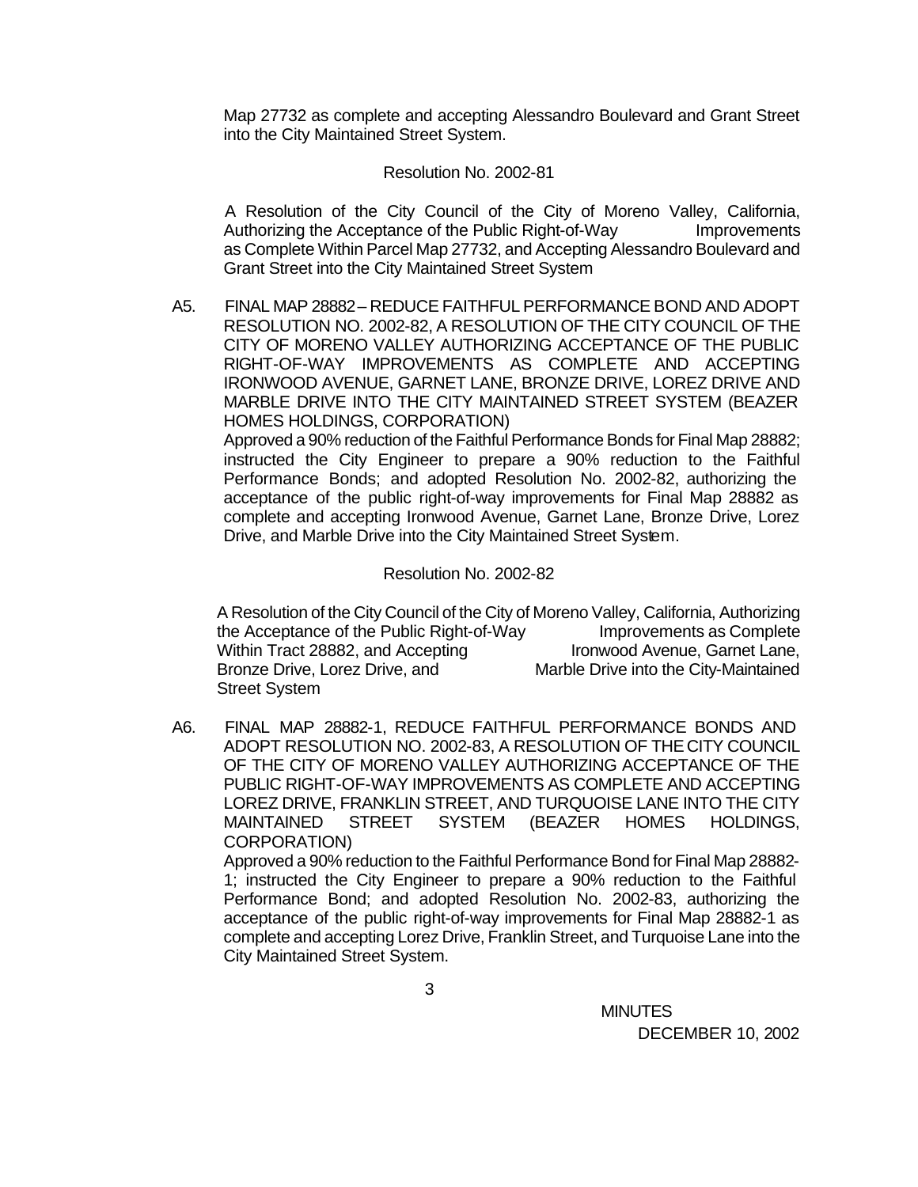Map 27732 as complete and accepting Alessandro Boulevard and Grant Street into the City Maintained Street System.

Resolution No. 2002-81

A Resolution of the City Council of the City of Moreno Valley, California, Authorizing the Acceptance of the Public Right-of-Way Improvements as Complete Within Parcel Map 27732, and Accepting Alessandro Boulevard and Grant Street into the City Maintained Street System

A5. FINAL MAP 28882 – REDUCE FAITHFUL PERFORMANCE BOND AND ADOPT RESOLUTION NO. 2002-82, A RESOLUTION OF THE CITY COUNCIL OF THE CITY OF MORENO VALLEY AUTHORIZING ACCEPTANCE OF THE PUBLIC RIGHT-OF-WAY IMPROVEMENTS AS COMPLETE AND ACCEPTING IRONWOOD AVENUE, GARNET LANE, BRONZE DRIVE, LOREZ DRIVE AND MARBLE DRIVE INTO THE CITY MAINTAINED STREET SYSTEM (BEAZER HOMES HOLDINGS, CORPORATION)
Approved a 90% reduction of the Faithful Performance Bonds for Final Map 28882; instructed the City Engineer to prepare a 90% reduction to the Faithful Performance Bonds; and adopted Resolution No. 2002-82, authorizing the acceptance of the public right-of-way improvements for Final Map 28882 as complete and accepting Ironwood Avenue, Garnet Lane, Bronze Drive, Lorez Drive, and Marble Drive into the City Maintained Street System.

Resolution No. 2002-82

A Resolution of the City Council of the City of Moreno Valley, California, Authorizing the Acceptance of the Public Right-of-Way Improvements as Complete Within Tract 28882, and Accepting Ironwood Avenue, Garnet Lane, Bronze Drive, Lorez Drive, and Marble Drive into the City-Maintained Street System

A6. FINAL MAP 28882-1, REDUCE FAITHFUL PERFORMANCE BONDS AND ADOPT RESOLUTION NO. 2002-83, A RESOLUTION OF THE CITY COUNCIL OF THE CITY OF MORENO VALLEY AUTHORIZING ACCEPTANCE OF THE PUBLIC RIGHT-OF-WAY IMPROVEMENTS AS COMPLETE AND ACCEPTING LOREZ DRIVE, FRANKLIN STREET, AND TURQUOISE LANE INTO THE CITY MAINTAINED STREET SYSTEM (BEAZER HOMES HOLDINGS, CORPORATION)
Approved a 90% reduction to the Faithful Performance Bond for Final Map 28882-1; instructed the City Engineer to prepare a 90% reduction to the Faithful Performance Bond; and adopted Resolution No. 2002-83, authorizing the acceptance of the public right-of-way improvements for Final Map 28882-1 as complete and accepting Lorez Drive, Franklin Street, and Turquoise Lane into the City Maintained Street System.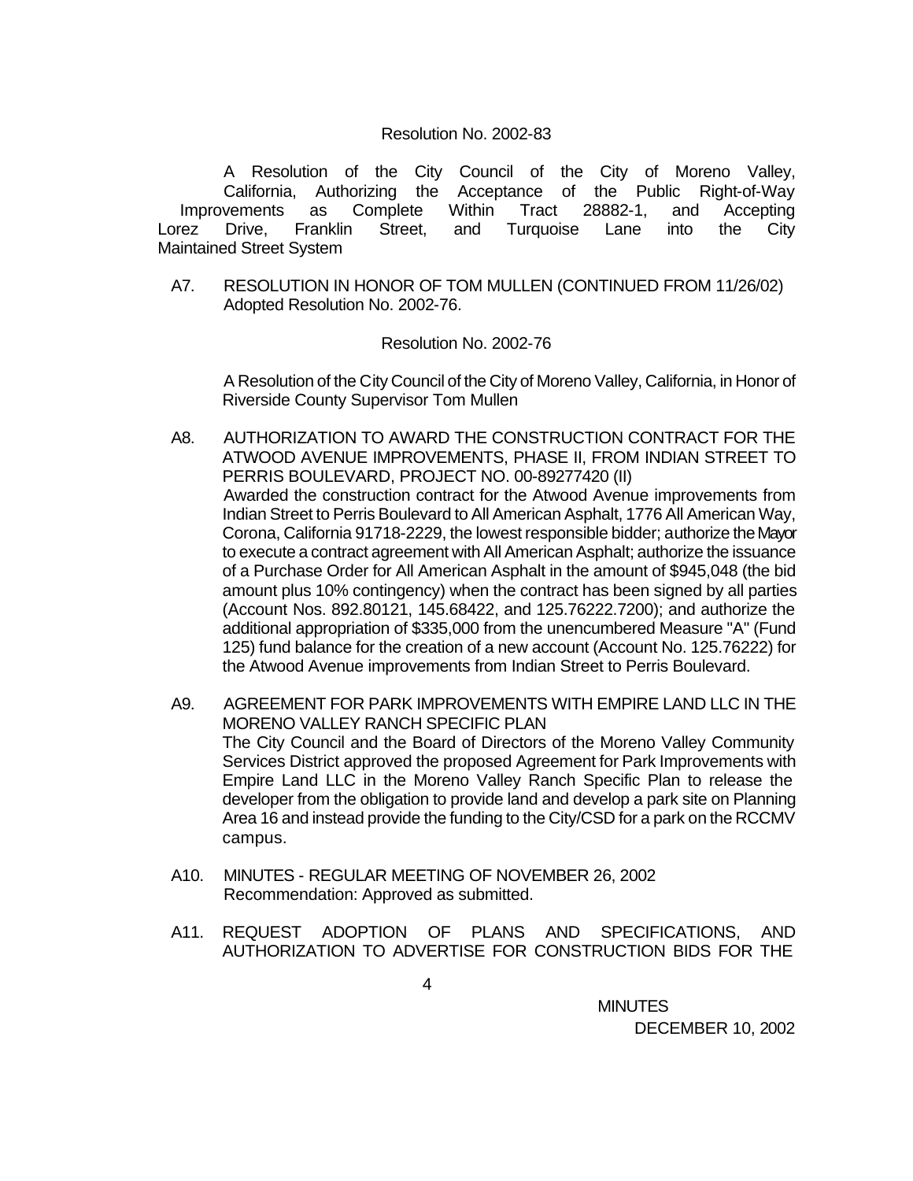Resolution No. 2002-83

A Resolution of the City Council of the City of Moreno Valley, California, Authorizing the Acceptance of the Public Right-of-Way Improvements as Complete Within Tract 28882-1, and Accepting Lorez Drive, Franklin Street, and Turquoise Lane into the City Maintained Street System

A7. RESOLUTION IN HONOR OF TOM MULLEN (CONTINUED FROM 11/26/02)
Adopted Resolution No. 2002-76.

Resolution No. 2002-76

A Resolution of the City Council of the City of Moreno Valley, California, in Honor of Riverside County Supervisor Tom Mullen

A8. AUTHORIZATION TO AWARD THE CONSTRUCTION CONTRACT FOR THE ATWOOD AVENUE IMPROVEMENTS, PHASE II, FROM INDIAN STREET TO PERRIS BOULEVARD, PROJECT NO. 00-89277420 (II)
Awarded the construction contract for the Atwood Avenue improvements from Indian Street to Perris Boulevard to All American Asphalt, 1776 All American Way, Corona, California 91718-2229, the lowest responsible bidder; authorize the Mayor to execute a contract agreement with All American Asphalt; authorize the issuance of a Purchase Order for All American Asphalt in the amount of $945,048 (the bid amount plus 10% contingency) when the contract has been signed by all parties (Account Nos. 892.80121, 145.68422, and 125.76222.7200); and authorize the additional appropriation of $335,000 from the unencumbered Measure "A" (Fund 125) fund balance for the creation of a new account (Account No. 125.76222) for the Atwood Avenue improvements from Indian Street to Perris Boulevard.

A9. AGREEMENT FOR PARK IMPROVEMENTS WITH EMPIRE LAND LLC IN THE MORENO VALLEY RANCH SPECIFIC PLAN
The City Council and the Board of Directors of the Moreno Valley Community Services District approved the proposed Agreement for Park Improvements with Empire Land LLC in the Moreno Valley Ranch Specific Plan to release the developer from the obligation to provide land and develop a park site on Planning Area 16 and instead provide the funding to the City/CSD for a park on the RCCMV campus.

A10. MINUTES - REGULAR MEETING OF NOVEMBER 26, 2002
Recommendation: Approved as submitted.

A11. REQUEST ADOPTION OF PLANS AND SPECIFICATIONS, AND AUTHORIZATION TO ADVERTISE FOR CONSTRUCTION BIDS FOR THE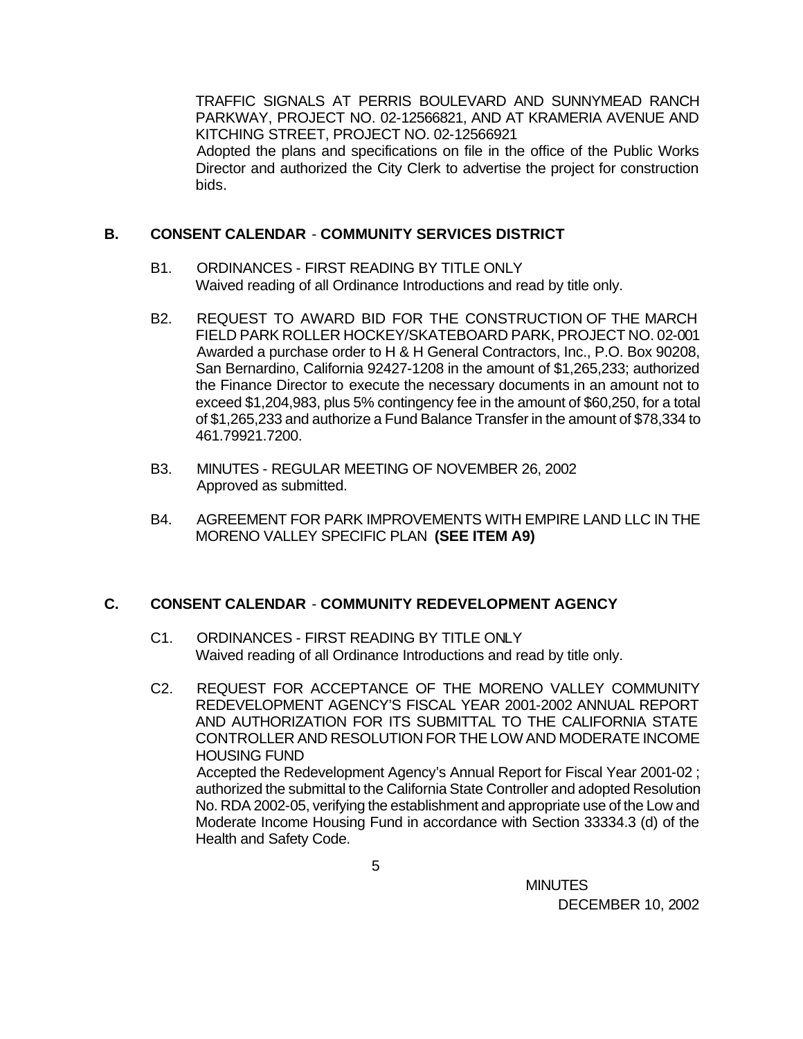TRAFFIC SIGNALS AT PERRIS BOULEVARD AND SUNNYMEAD RANCH PARKWAY, PROJECT NO. 02-12566821, AND AT KRAMERIA AVENUE AND KITCHING STREET, PROJECT NO. 02-12566921
Adopted the plans and specifications on file in the office of the Public Works Director and authorized the City Clerk to advertise the project for construction bids.

## B. CONSENT CALENDAR - COMMUNITY SERVICES DISTRICT

B1. ORDINANCES - FIRST READING BY TITLE ONLY
Waived reading of all Ordinance Introductions and read by title only.

B2. REQUEST TO AWARD BID FOR THE CONSTRUCTION OF THE MARCH FIELD PARK ROLLER HOCKEY/SKATEBOARD PARK, PROJECT NO. 02-001
Awarded a purchase order to H & H General Contractors, Inc., P.O. Box 90208, San Bernardino, California 92427-1208 in the amount of $1,265,233; authorized the Finance Director to execute the necessary documents in an amount not to exceed $1,204,983, plus 5% contingency fee in the amount of $60,250, for a total of $1,265,233 and authorize a Fund Balance Transfer in the amount of $78,334 to 461.79921.7200.

B3. MINUTES - REGULAR MEETING OF NOVEMBER 26, 2002
Approved as submitted.

B4. AGREEMENT FOR PARK IMPROVEMENTS WITH EMPIRE LAND LLC IN THE MORENO VALLEY SPECIFIC PLAN **(SEE ITEM A9)**

## C. CONSENT CALENDAR - COMMUNITY REDEVELOPMENT AGENCY

C1. ORDINANCES - FIRST READING BY TITLE ONLY
Waived reading of all Ordinance Introductions and read by title only.

C2. REQUEST FOR ACCEPTANCE OF THE MORENO VALLEY COMMUNITY REDEVELOPMENT AGENCY'S FISCAL YEAR 2001-2002 ANNUAL REPORT AND AUTHORIZATION FOR ITS SUBMITTAL TO THE CALIFORNIA STATE CONTROLLER AND RESOLUTION FOR THE LOW AND MODERATE INCOME HOUSING FUND
Accepted the Redevelopment Agency's Annual Report for Fiscal Year 2001-02 ; authorized the submittal to the California State Controller and adopted Resolution No. RDA 2002-05, verifying the establishment and appropriate use of the Low and Moderate Income Housing Fund in accordance with Section 33334.3 (d) of the Health and Safety Code.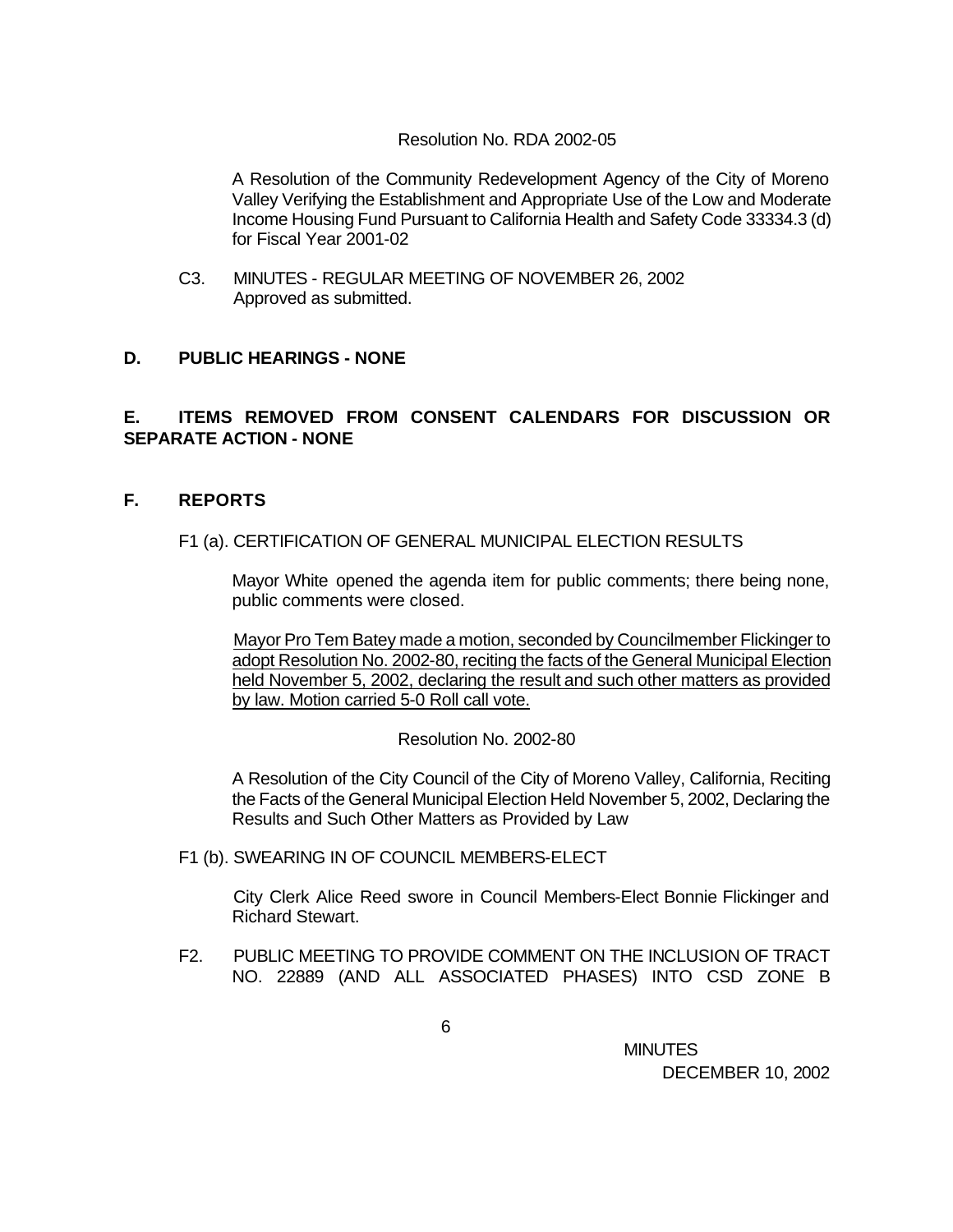Resolution No. RDA 2002-05

A Resolution of the Community Redevelopment Agency of the City of Moreno Valley Verifying the Establishment and Appropriate Use of the Low and Moderate Income Housing Fund Pursuant to California Health and Safety Code 33334.3 (d) for Fiscal Year 2001-02

C3. MINUTES - REGULAR MEETING OF NOVEMBER 26, 2002
Approved as submitted.

## D. PUBLIC HEARINGS - NONE

## E. ITEMS REMOVED FROM CONSENT CALENDARS FOR DISCUSSION OR SEPARATE ACTION - NONE

## F. REPORTS

F1 (a). CERTIFICATION OF GENERAL MUNICIPAL ELECTION RESULTS

Mayor White opened the agenda item for public comments; there being none, public comments were closed.

<u>Mayor Pro Tem Batey made a motion, seconded by Councilmember Flickinger to adopt Resolution No. 2002-80, reciting the facts of the General Municipal Election held November 5, 2002, declaring the result and such other matters as provided by law. Motion carried 5-0 Roll call vote.</u>

Resolution No. 2002-80

A Resolution of the City Council of the City of Moreno Valley, California, Reciting the Facts of the General Municipal Election Held November 5, 2002, Declaring the Results and Such Other Matters as Provided by Law

F1 (b). SWEARING IN OF COUNCIL MEMBERS-ELECT

City Clerk Alice Reed swore in Council Members-Elect Bonnie Flickinger and Richard Stewart.

F2. PUBLIC MEETING TO PROVIDE COMMENT ON THE INCLUSION OF TRACT NO. 22889 (AND ALL ASSOCIATED PHASES) INTO CSD ZONE B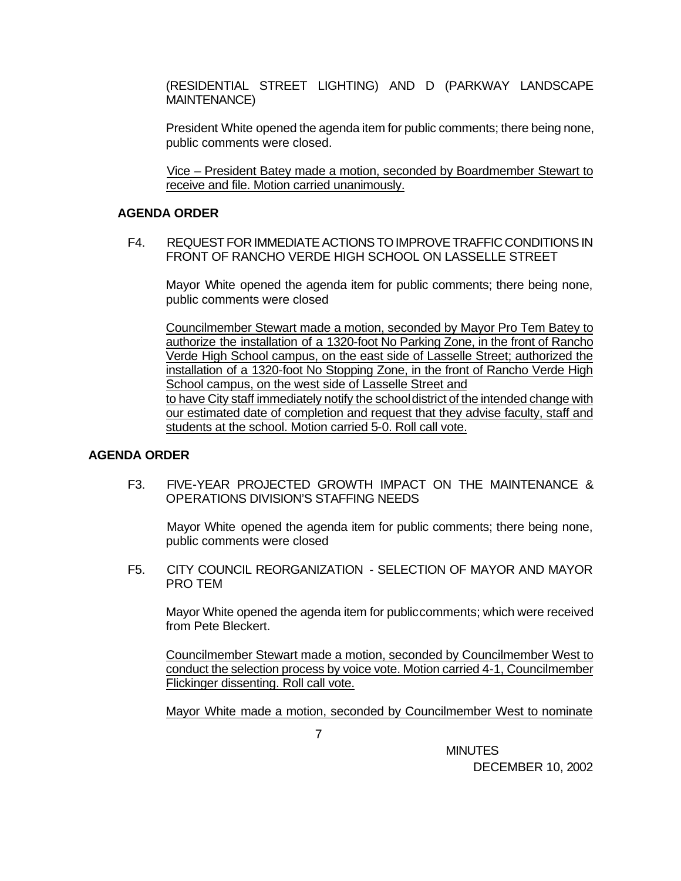(RESIDENTIAL STREET LIGHTING) AND D (PARKWAY LANDSCAPE MAINTENANCE)

President White opened the agenda item for public comments; there being none, public comments were closed.

Vice – President Batey made a motion, seconded by Boardmember Stewart to receive and file. Motion carried unanimously.

**AGENDA ORDER**

F4. REQUEST FOR IMMEDIATE ACTIONS TO IMPROVE TRAFFIC CONDITIONS IN FRONT OF RANCHO VERDE HIGH SCHOOL ON LASSELLE STREET

Mayor White opened the agenda item for public comments; there being none, public comments were closed

Councilmember Stewart made a motion, seconded by Mayor Pro Tem Batey to authorize the installation of a 1320-foot No Parking Zone, in the front of Rancho Verde High School campus, on the east side of Lasselle Street; authorized the installation of a 1320-foot No Stopping Zone, in the front of Rancho Verde High School campus, on the west side of Lasselle Street and to have City staff immediately notify the school district of the intended change with our estimated date of completion and request that they advise faculty, staff and students at the school. Motion carried 5-0. Roll call vote.

**AGENDA ORDER**

F3. FIVE-YEAR PROJECTED GROWTH IMPACT ON THE MAINTENANCE & OPERATIONS DIVISION'S STAFFING NEEDS

Mayor White opened the agenda item for public comments; there being none, public comments were closed

F5. CITY COUNCIL REORGANIZATION - SELECTION OF MAYOR AND MAYOR PRO TEM

Mayor White opened the agenda item for public comments; which were received from Pete Bleckert.

Councilmember Stewart made a motion, seconded by Councilmember West to conduct the selection process by voice vote. Motion carried 4-1, Councilmember Flickinger dissenting. Roll call vote.

Mayor White made a motion, seconded by Councilmember West to nominate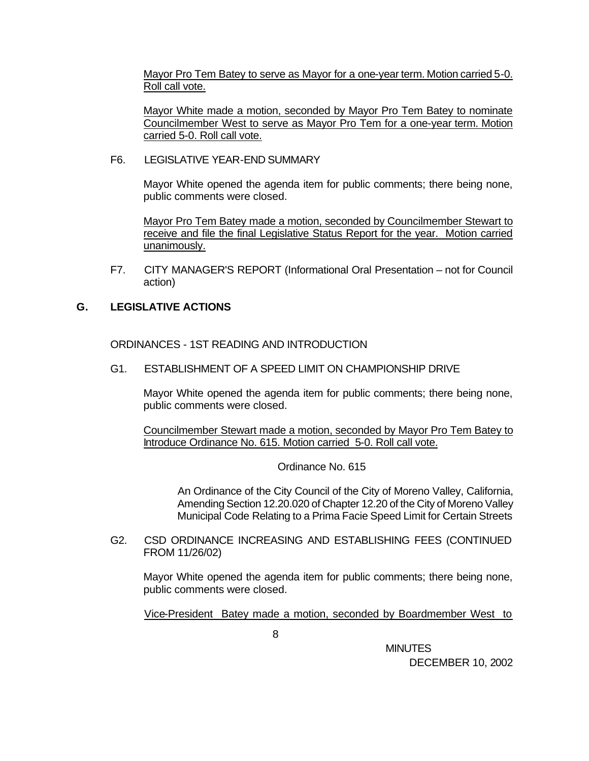Mayor Pro Tem Batey to serve as Mayor for a one-year term. Motion carried 5-0. Roll call vote.

Mayor White made a motion, seconded by Mayor Pro Tem Batey to nominate Councilmember West to serve as Mayor Pro Tem for a one-year term. Motion carried 5-0. Roll call vote.

F6. LEGISLATIVE YEAR-END SUMMARY

Mayor White opened the agenda item for public comments; there being none, public comments were closed.

Mayor Pro Tem Batey made a motion, seconded by Councilmember Stewart to receive and file the final Legislative Status Report for the year. Motion carried unanimously.

F7. CITY MANAGER'S REPORT (Informational Oral Presentation – not for Council action)

## G. LEGISLATIVE ACTIONS

ORDINANCES - 1ST READING AND INTRODUCTION

G1. ESTABLISHMENT OF A SPEED LIMIT ON CHAMPIONSHIP DRIVE

Mayor White opened the agenda item for public comments; there being none, public comments were closed.

Councilmember Stewart made a motion, seconded by Mayor Pro Tem Batey to Introduce Ordinance No. 615. Motion carried 5-0. Roll call vote.

Ordinance No. 615

An Ordinance of the City Council of the City of Moreno Valley, California, Amending Section 12.20.020 of Chapter 12.20 of the City of Moreno Valley Municipal Code Relating to a Prima Facie Speed Limit for Certain Streets

G2. CSD ORDINANCE INCREASING AND ESTABLISHING FEES (CONTINUED FROM 11/26/02)

Mayor White opened the agenda item for public comments; there being none, public comments were closed.

Vice-President Batey made a motion, seconded by Boardmember West to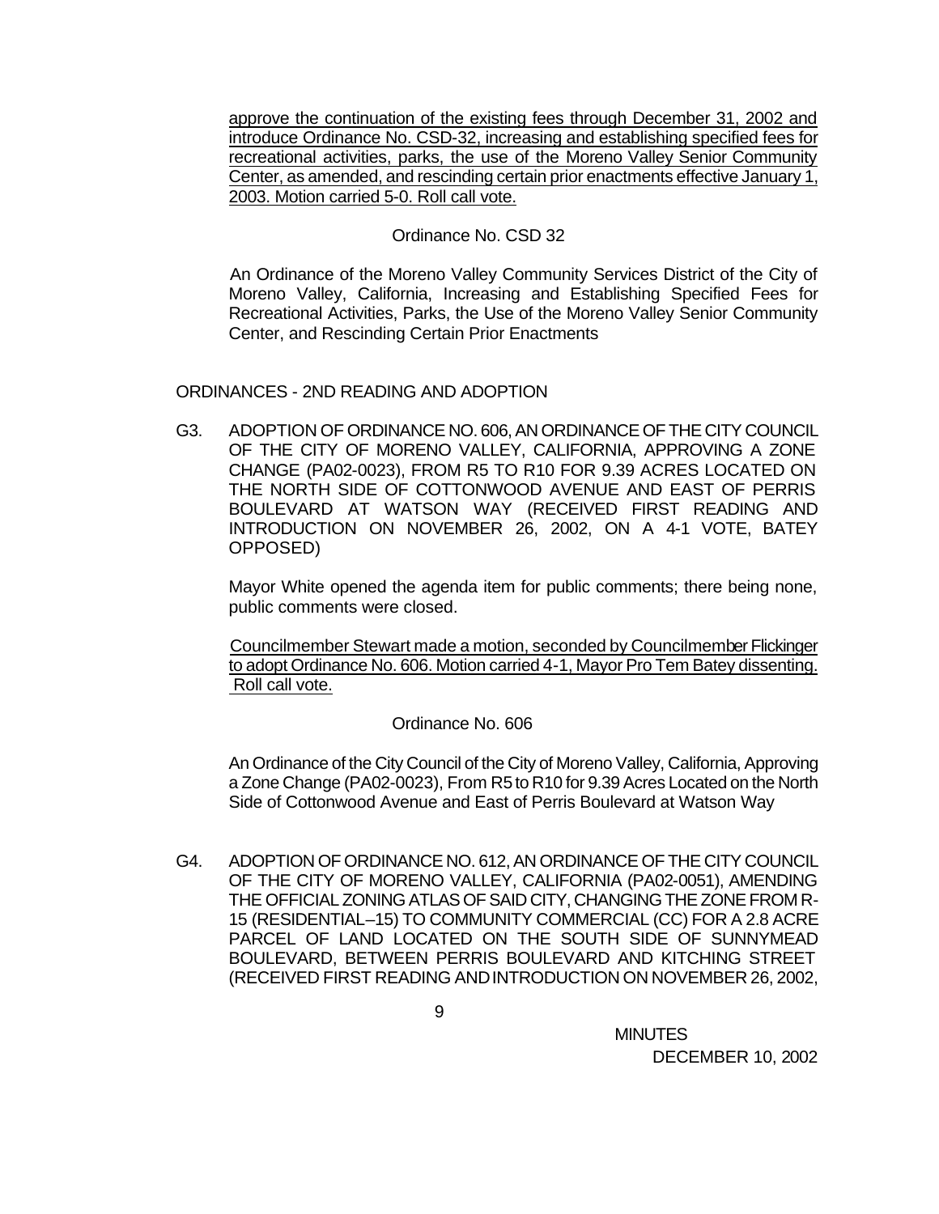approve the continuation of the existing fees through December 31, 2002 and introduce Ordinance No. CSD-32, increasing and establishing specified fees for recreational activities, parks, the use of the Moreno Valley Senior Community Center, as amended, and rescinding certain prior enactments effective January 1, 2003. Motion carried 5-0. Roll call vote.

Ordinance No. CSD 32

An Ordinance of the Moreno Valley Community Services District of the City of Moreno Valley, California, Increasing and Establishing Specified Fees for Recreational Activities, Parks, the Use of the Moreno Valley Senior Community Center, and Rescinding Certain Prior Enactments

ORDINANCES - 2ND READING AND ADOPTION

G3. ADOPTION OF ORDINANCE NO. 606, AN ORDINANCE OF THE CITY COUNCIL OF THE CITY OF MORENO VALLEY, CALIFORNIA, APPROVING A ZONE CHANGE (PA02-0023), FROM R5 TO R10 FOR 9.39 ACRES LOCATED ON THE NORTH SIDE OF COTTONWOOD AVENUE AND EAST OF PERRIS BOULEVARD AT WATSON WAY (RECEIVED FIRST READING AND INTRODUCTION ON NOVEMBER 26, 2002, ON A 4-1 VOTE, BATEY OPPOSED)

Mayor White opened the agenda item for public comments; there being none, public comments were closed.

Councilmember Stewart made a motion, seconded by Councilmember Flickinger to adopt Ordinance No. 606. Motion carried 4-1, Mayor Pro Tem Batey dissenting. Roll call vote.

Ordinance No. 606

An Ordinance of the City Council of the City of Moreno Valley, California, Approving a Zone Change (PA02-0023), From R5 to R10 for 9.39 Acres Located on the North Side of Cottonwood Avenue and East of Perris Boulevard at Watson Way

G4. ADOPTION OF ORDINANCE NO. 612, AN ORDINANCE OF THE CITY COUNCIL OF THE CITY OF MORENO VALLEY, CALIFORNIA (PA02-0051), AMENDING THE OFFICIAL ZONING ATLAS OF SAID CITY, CHANGING THE ZONE FROM R-15 (RESIDENTIAL–15) TO COMMUNITY COMMERCIAL (CC) FOR A 2.8 ACRE PARCEL OF LAND LOCATED ON THE SOUTH SIDE OF SUNNYMEAD BOULEVARD, BETWEEN PERRIS BOULEVARD AND KITCHING STREET (RECEIVED FIRST READING AND INTRODUCTION ON NOVEMBER 26, 2002,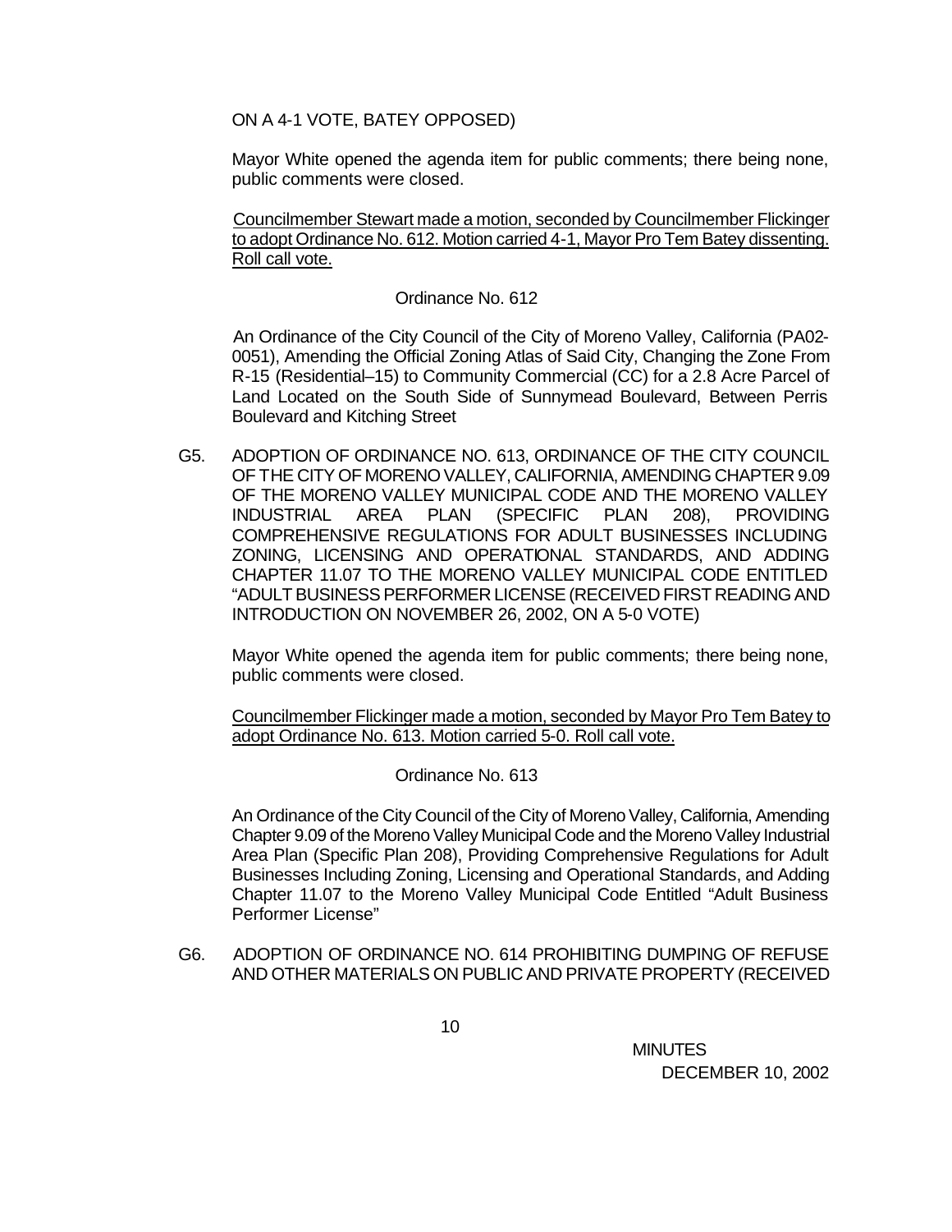ON A 4-1 VOTE, BATEY OPPOSED)

Mayor White opened the agenda item for public comments; there being none, public comments were closed.

Councilmember Stewart made a motion, seconded by Councilmember Flickinger to adopt Ordinance No. 612. Motion carried 4-1, Mayor Pro Tem Batey dissenting. Roll call vote.

Ordinance No. 612

An Ordinance of the City Council of the City of Moreno Valley, California (PA02-0051), Amending the Official Zoning Atlas of Said City, Changing the Zone From R-15 (Residential–15) to Community Commercial (CC) for a 2.8 Acre Parcel of Land Located on the South Side of Sunnymead Boulevard, Between Perris Boulevard and Kitching Street

G5. ADOPTION OF ORDINANCE NO. 613, ORDINANCE OF THE CITY COUNCIL OF THE CITY OF MORENO VALLEY, CALIFORNIA, AMENDING CHAPTER 9.09 OF THE MORENO VALLEY MUNICIPAL CODE AND THE MORENO VALLEY INDUSTRIAL AREA PLAN (SPECIFIC PLAN 208), PROVIDING COMPREHENSIVE REGULATIONS FOR ADULT BUSINESSES INCLUDING ZONING, LICENSING AND OPERATIONAL STANDARDS, AND ADDING CHAPTER 11.07 TO THE MORENO VALLEY MUNICIPAL CODE ENTITLED "ADULT BUSINESS PERFORMER LICENSE (RECEIVED FIRST READING AND INTRODUCTION ON NOVEMBER 26, 2002, ON A 5-0 VOTE)

Mayor White opened the agenda item for public comments; there being none, public comments were closed.

Councilmember Flickinger made a motion, seconded by Mayor Pro Tem Batey to adopt Ordinance No. 613. Motion carried 5-0. Roll call vote.

Ordinance No. 613

An Ordinance of the City Council of the City of Moreno Valley, California, Amending Chapter 9.09 of the Moreno Valley Municipal Code and the Moreno Valley Industrial Area Plan (Specific Plan 208), Providing Comprehensive Regulations for Adult Businesses Including Zoning, Licensing and Operational Standards, and Adding Chapter 11.07 to the Moreno Valley Municipal Code Entitled "Adult Business Performer License"

G6. ADOPTION OF ORDINANCE NO. 614 PROHIBITING DUMPING OF REFUSE AND OTHER MATERIALS ON PUBLIC AND PRIVATE PROPERTY (RECEIVED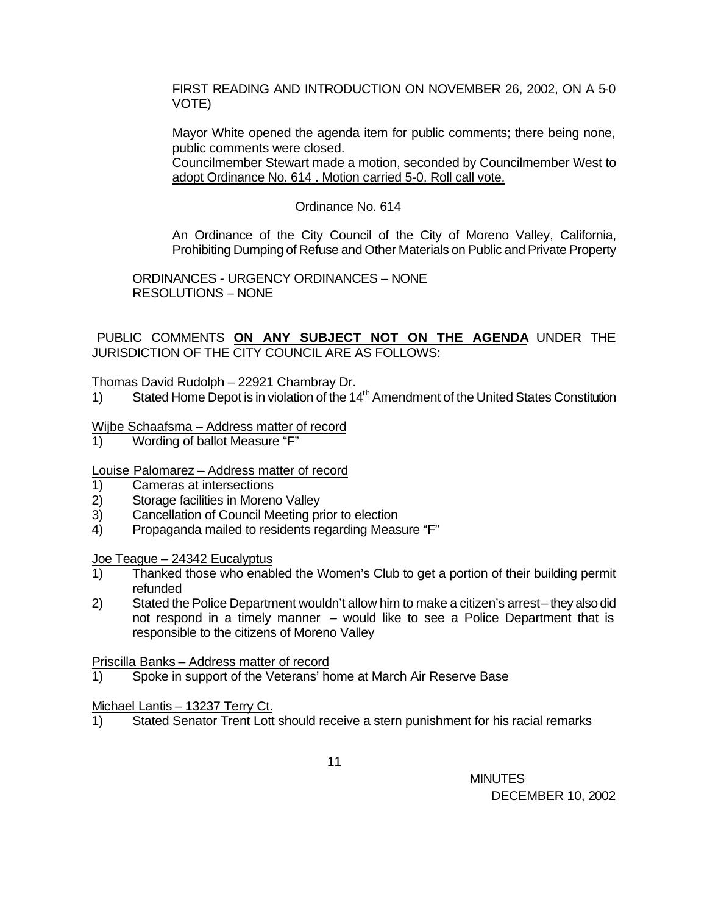FIRST READING AND INTRODUCTION ON NOVEMBER 26, 2002, ON A 5-0 VOTE)

Mayor White opened the agenda item for public comments; there being none, public comments were closed.

Councilmember Stewart made a motion, seconded by Councilmember West to adopt Ordinance No. 614 . Motion carried 5-0. Roll call vote.

Ordinance No. 614

An Ordinance of the City Council of the City of Moreno Valley, California, Prohibiting Dumping of Refuse and Other Materials on Public and Private Property

ORDINANCES - URGENCY ORDINANCES – NONE
RESOLUTIONS – NONE

PUBLIC COMMENTS **ON ANY SUBJECT NOT ON THE AGENDA** UNDER THE JURISDICTION OF THE CITY COUNCIL ARE AS FOLLOWS:

Thomas David Rudolph – 22921 Chambray Dr.

1) Stated Home Depot is in violation of the 14th Amendment of the United States Constitution

Wijbe Schaafsma – Address matter of record

1) Wording of ballot Measure "F"

Louise Palomarez – Address matter of record

1) Cameras at intersections
2) Storage facilities in Moreno Valley
3) Cancellation of Council Meeting prior to election
4) Propaganda mailed to residents regarding Measure "F"

Joe Teague – 24342 Eucalyptus

1) Thanked those who enabled the Women's Club to get a portion of their building permit refunded
2) Stated the Police Department wouldn't allow him to make a citizen's arrest – they also did not respond in a timely manner – would like to see a Police Department that is responsible to the citizens of Moreno Valley

Priscilla Banks – Address matter of record

1) Spoke in support of the Veterans' home at March Air Reserve Base

Michael Lantis – 13237 Terry Ct.

1) Stated Senator Trent Lott should receive a stern punishment for his racial remarks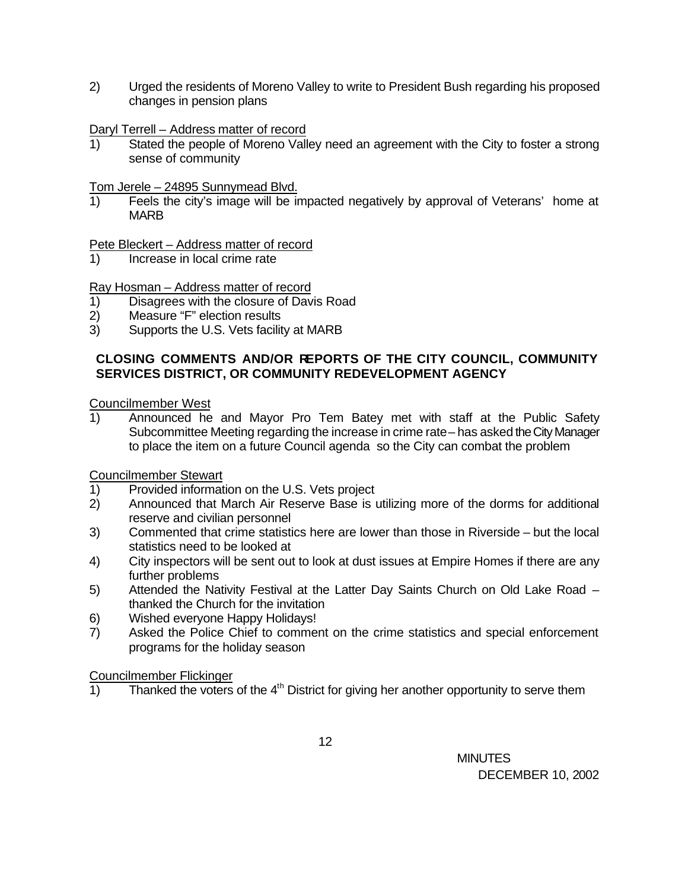2) Urged the residents of Moreno Valley to write to President Bush regarding his proposed changes in pension plans

Daryl Terrell – Address matter of record

1) Stated the people of Moreno Valley need an agreement with the City to foster a strong sense of community

Tom Jerele – 24895 Sunnymead Blvd.

1) Feels the city's image will be impacted negatively by approval of Veterans' home at MARB

Pete Bleckert – Address matter of record

1) Increase in local crime rate

Ray Hosman – Address matter of record

1) Disagrees with the closure of Davis Road
2) Measure "F" election results
3) Supports the U.S. Vets facility at MARB

**CLOSING COMMENTS AND/OR REPORTS OF THE CITY COUNCIL, COMMUNITY SERVICES DISTRICT, OR COMMUNITY REDEVELOPMENT AGENCY**

Councilmember West

1) Announced he and Mayor Pro Tem Batey met with staff at the Public Safety Subcommittee Meeting regarding the increase in crime rate – has asked the City Manager to place the item on a future Council agenda so the City can combat the problem

Councilmember Stewart

1) Provided information on the U.S. Vets project
2) Announced that March Air Reserve Base is utilizing more of the dorms for additional reserve and civilian personnel
3) Commented that crime statistics here are lower than those in Riverside – but the local statistics need to be looked at
4) City inspectors will be sent out to look at dust issues at Empire Homes if there are any further problems
5) Attended the Nativity Festival at the Latter Day Saints Church on Old Lake Road – thanked the Church for the invitation
6) Wished everyone Happy Holidays!
7) Asked the Police Chief to comment on the crime statistics and special enforcement programs for the holiday season

Councilmember Flickinger

1) Thanked the voters of the 4th District for giving her another opportunity to serve them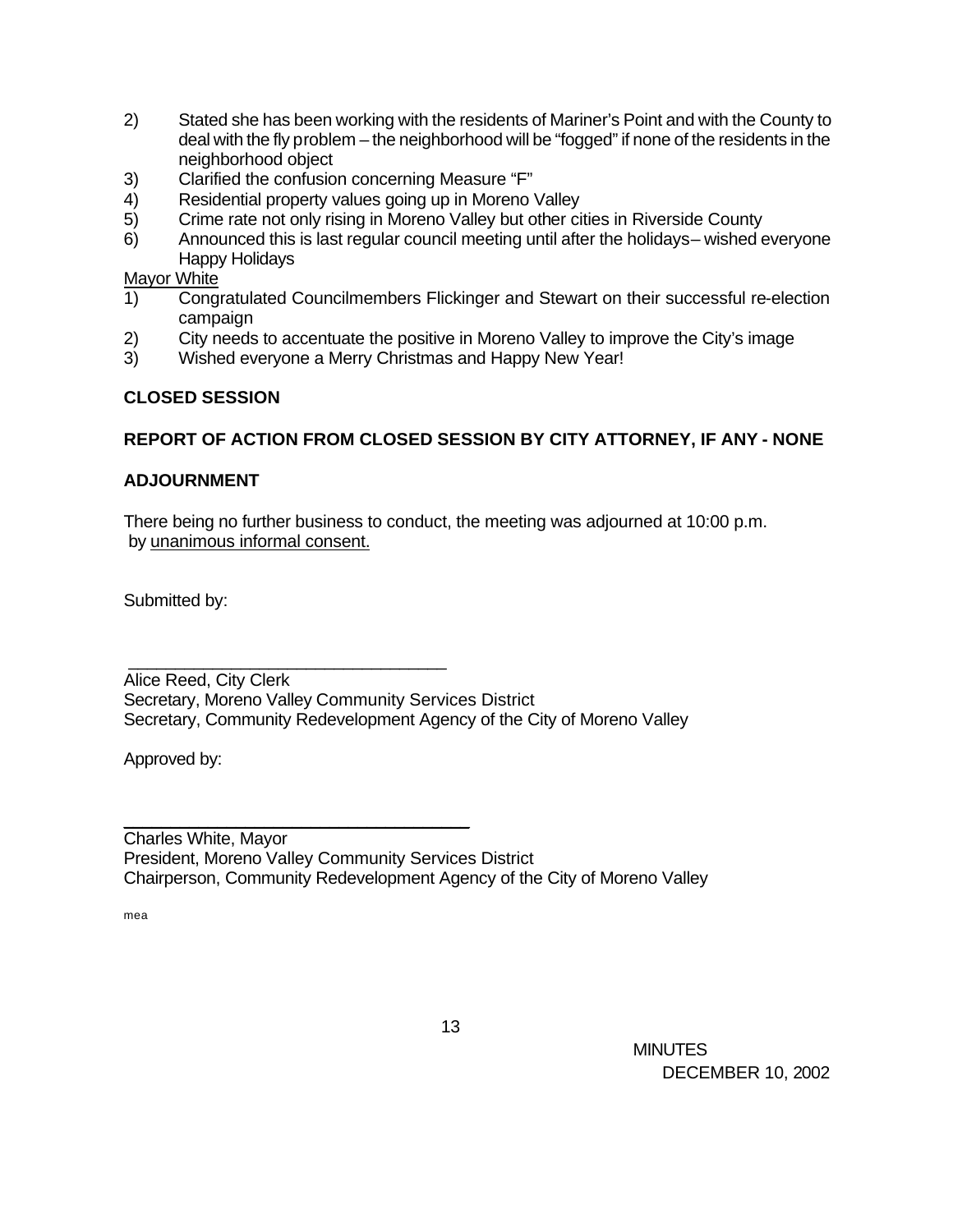2) Stated she has been working with the residents of Mariner's Point and with the County to deal with the fly problem – the neighborhood will be "fogged" if none of the residents in the neighborhood object
3) Clarified the confusion concerning Measure "F"
4) Residential property values going up in Moreno Valley
5) Crime rate not only rising in Moreno Valley but other cities in Riverside County
6) Announced this is last regular council meeting until after the holidays– wished everyone Happy Holidays

Mayor White

1) Congratulated Councilmembers Flickinger and Stewart on their successful re-election campaign
2) City needs to accentuate the positive in Moreno Valley to improve the City's image
3) Wished everyone a Merry Christmas and Happy New Year!

**CLOSED SESSION**

**REPORT OF ACTION FROM CLOSED SESSION BY CITY ATTORNEY, IF ANY - NONE**

**ADJOURNMENT**

There being no further business to conduct, the meeting was adjourned at 10:00 p.m. by unanimous informal consent.

Submitted by:

\_\_\_\_\_\_\_\_\_\_\_\_\_\_\_\_\_\_\_\_\_\_\_\_\_\_\_\_\_\_\_\_\_\_

Alice Reed, City Clerk
Secretary, Moreno Valley Community Services District
Secretary, Community Redevelopment Agency of the City of Moreno Valley

Approved by:

\_\_\_\_\_\_\_\_\_\_\_\_\_\_\_\_\_\_\_\_\_\_\_\_\_\_\_\_\_\_\_\_\_\_

Charles White, Mayor
President, Moreno Valley Community Services District
Chairperson, Community Redevelopment Agency of the City of Moreno Valley

mea

MINUTES
DECEMBER 10, 2002